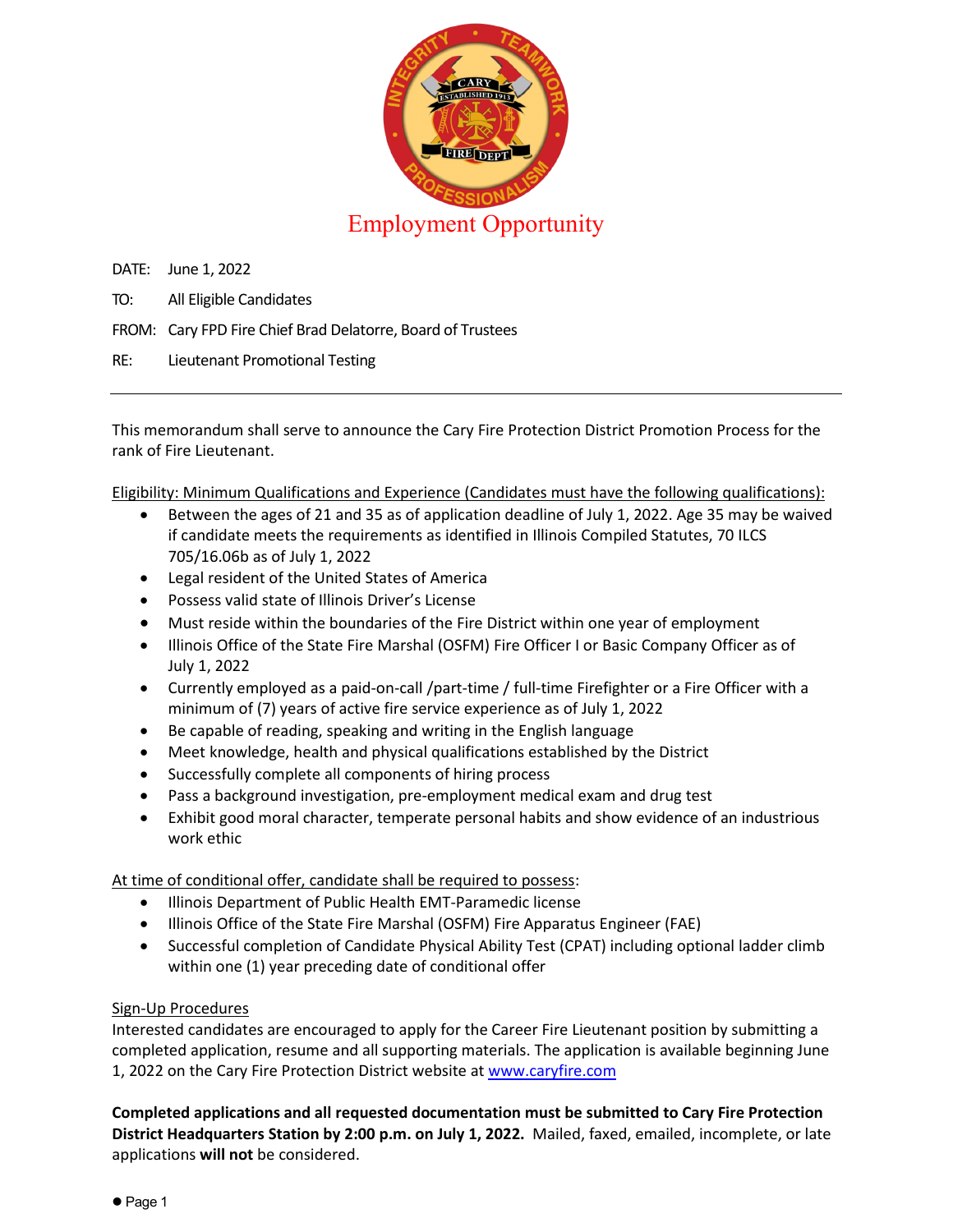# Employment Opportunity

DATE: June 1, 2022

TO: All Eligible Candidates

FROM: Cary FPD Fire Chief Brad Delatorre, Board of Trustees

RE: Lieutenant Promotional Testing

---

This memorandum shall serve to announce the Cary Fire Protection District Promotion Process for the rank of Fire Lieutenant.

Eligibility: Minimum Qualifications and Experience (Candidates must have the following qualifications):

- Between the ages of 21 and 35 as of application deadline of July 1, 2022. Age 35 may be waived if candidate meets the requirements as identified in Illinois Compiled Statutes, 70 ILCS 705/16.06b as of July 1, 2022
- Legal resident of the United States of America
- Possess valid state of Illinois Driver's License
- Must reside within the boundaries of the Fire District within one year of employment
- Illinois Office of the State Fire Marshal (OSFM) Fire Officer I or Basic Company Officer as of July 1, 2022
- Currently employed as a paid-on-call /part-time / full-time Firefighter or a Fire Officer with a minimum of (7) years of active fire service experience as of July 1, 2022
- Be capable of reading, speaking and writing in the English language
- Meet knowledge, health and physical qualifications established by the District
- Successfully complete all components of hiring process
- Pass a background investigation, pre-employment medical exam and drug test
- Exhibit good moral character, temperate personal habits and show evidence of an industrious work ethic

At time of conditional offer, candidate shall be required to possess:

- Illinois Department of Public Health EMT-Paramedic license
- Illinois Office of the State Fire Marshal (OSFM) Fire Apparatus Engineer (FAE)
- Successful completion of Candidate Physical Ability Test (CPAT) including optional ladder climb within one (1) year preceding date of conditional offer

Sign-Up Procedures

Interested candidates are encouraged to apply for the Career Fire Lieutenant position by submitting a completed application, resume and all supporting materials. The application is available beginning June 1, 2022 on the Cary Fire Protection District website at www.caryfire.com

**Completed applications and all requested documentation must be submitted to Cary Fire Protection District Headquarters Station by 2:00 p.m. on July 1, 2022.** Mailed, faxed, emailed, incomplete, or late applications **will not** be considered.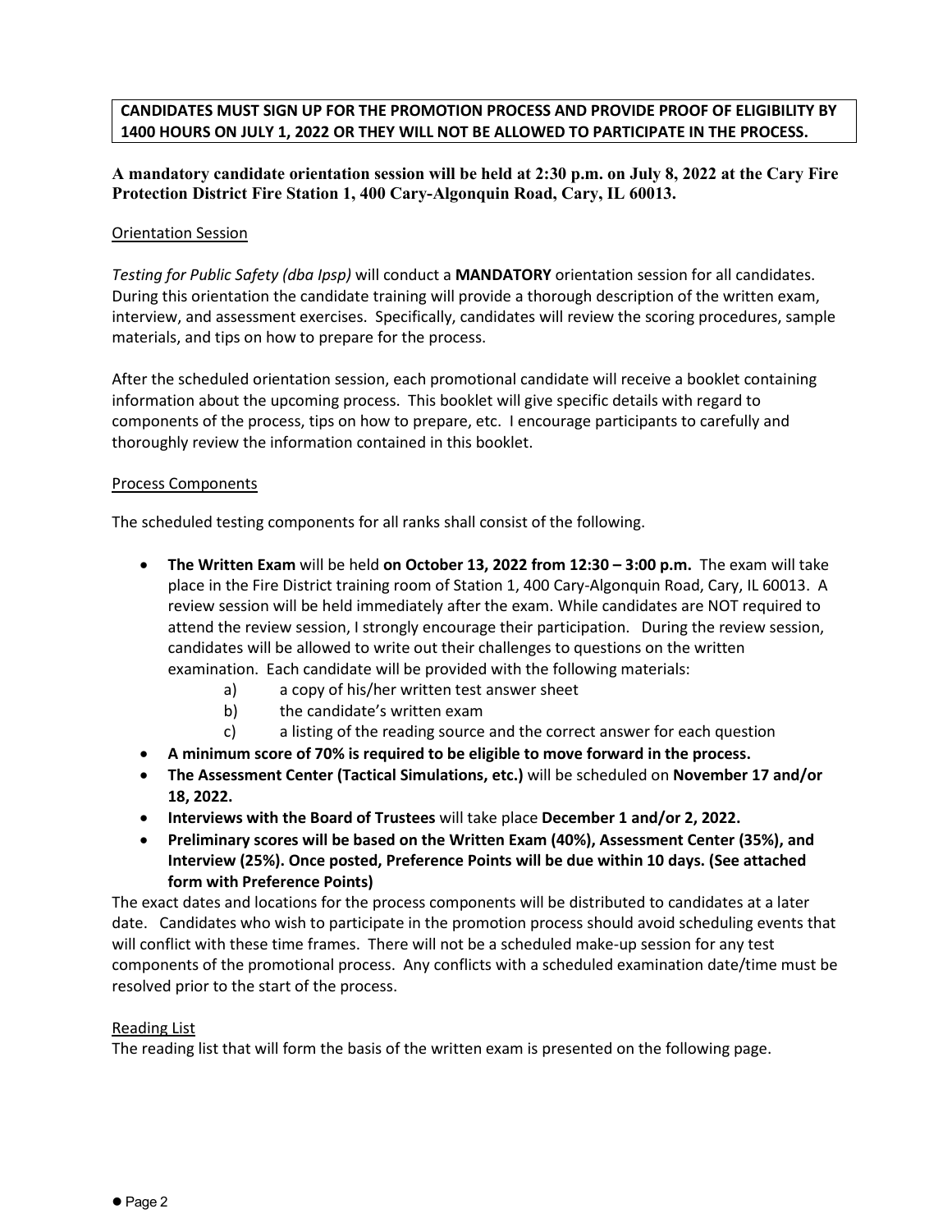**CANDIDATES MUST SIGN UP FOR THE PROMOTION PROCESS AND PROVIDE PROOF OF ELIGIBILITY BY 1400 HOURS ON JULY 1, 2022 OR THEY WILL NOT BE ALLOWED TO PARTICIPATE IN THE PROCESS.**

**A mandatory candidate orientation session will be held at 2:30 p.m. on July 8, 2022 at the Cary Fire Protection District Fire Station 1, 400 Cary-Algonquin Road, Cary, IL 60013.**

<u>Orientation Session</u>

*Testing for Public Safety (dba Ipsp)* will conduct a **MANDATORY** orientation session for all candidates. During this orientation the candidate training will provide a thorough description of the written exam, interview, and assessment exercises. Specifically, candidates will review the scoring procedures, sample materials, and tips on how to prepare for the process.

After the scheduled orientation session, each promotional candidate will receive a booklet containing information about the upcoming process. This booklet will give specific details with regard to components of the process, tips on how to prepare, etc. I encourage participants to carefully and thoroughly review the information contained in this booklet.

<u>Process Components</u>

The scheduled testing components for all ranks shall consist of the following.

- **The Written Exam** will be held **on October 13, 2022 from 12:30 – 3:00 p.m.** The exam will take place in the Fire District training room of Station 1, 400 Cary-Algonquin Road, Cary, IL 60013. A review session will be held immediately after the exam. While candidates are NOT required to attend the review session, I strongly encourage their participation. During the review session, candidates will be allowed to write out their challenges to questions on the written examination. Each candidate will be provided with the following materials:
  - a) a copy of his/her written test answer sheet
  - b) the candidate's written exam
  - c) a listing of the reading source and the correct answer for each question
- **A minimum score of 70% is required to be eligible to move forward in the process.**
- **The Assessment Center (Tactical Simulations, etc.)** will be scheduled on **November 17 and/or 18, 2022.**
- **Interviews with the Board of Trustees** will take place **December 1 and/or 2, 2022.**
- **Preliminary scores will be based on the Written Exam (40%), Assessment Center (35%), and Interview (25%). Once posted, Preference Points will be due within 10 days. (See attached form with Preference Points)**

The exact dates and locations for the process components will be distributed to candidates at a later date. Candidates who wish to participate in the promotion process should avoid scheduling events that will conflict with these time frames. There will not be a scheduled make-up session for any test components of the promotional process. Any conflicts with a scheduled examination date/time must be resolved prior to the start of the process.

<u>Reading List</u>

The reading list that will form the basis of the written exam is presented on the following page.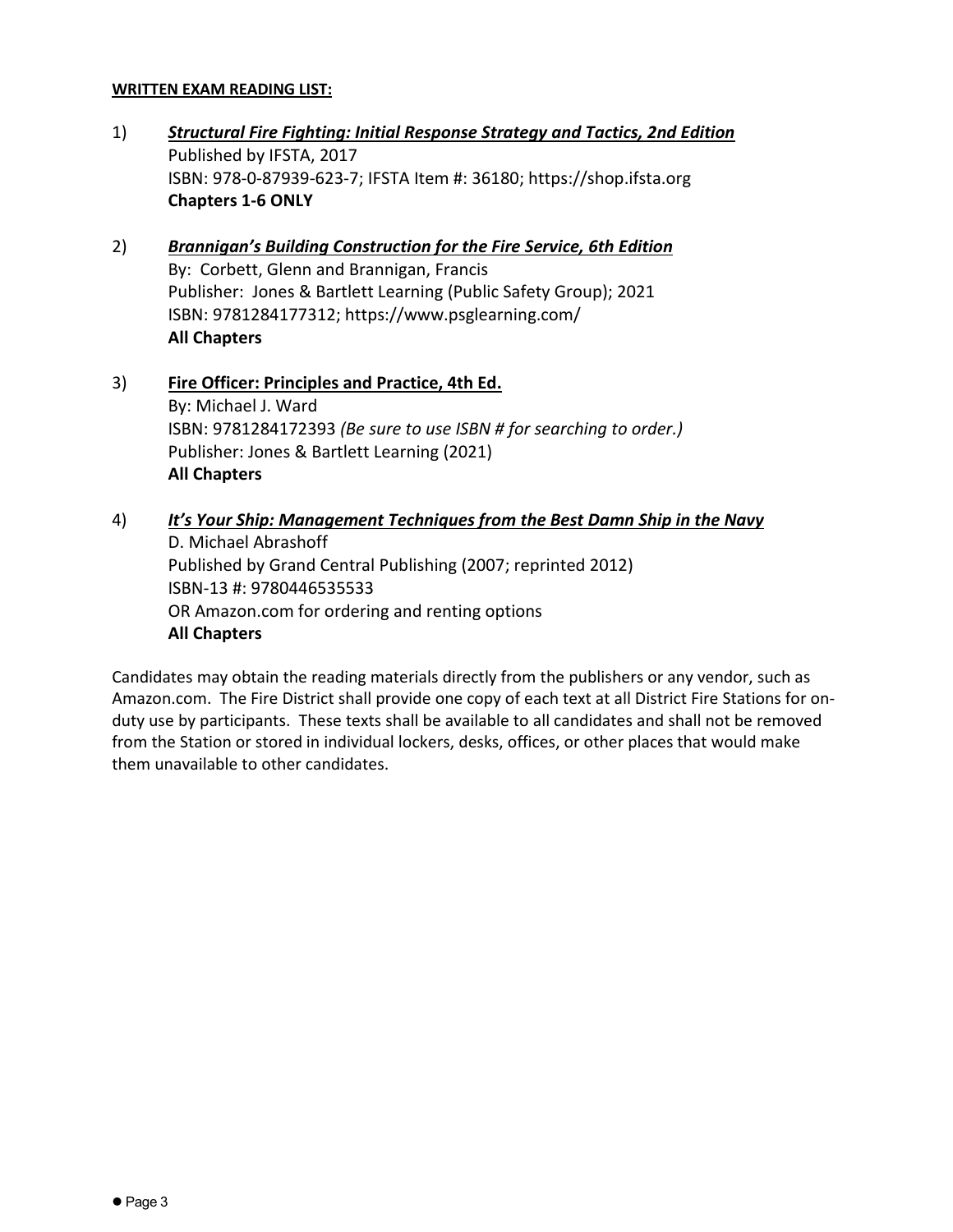**WRITTEN EXAM READING LIST:**

1) ***Structural Fire Fighting: Initial Response Strategy and Tactics, 2nd Edition***
   Published by IFSTA, 2017
   ISBN: 978-0-87939-623-7; IFSTA Item #: 36180; https://shop.ifsta.org
   **Chapters 1-6 ONLY**

2) ***Brannigan's Building Construction for the Fire Service, 6th Edition***
   By: Corbett, Glenn and Brannigan, Francis
   Publisher: Jones & Bartlett Learning (Public Safety Group); 2021
   ISBN: 9781284177312; https://www.psglearning.com/
   **All Chapters**

3) **Fire Officer: Principles and Practice, 4th Ed.**
   By: Michael J. Ward
   ISBN: 9781284172393 *(Be sure to use ISBN # for searching to order.)*
   Publisher: Jones & Bartlett Learning (2021)
   **All Chapters**

4) ***It's Your Ship: Management Techniques from the Best Damn Ship in the Navy***
   D. Michael Abrashoff
   Published by Grand Central Publishing (2007; reprinted 2012)
   ISBN-13 #: 9780446535533
   OR Amazon.com for ordering and renting options
   **All Chapters**

Candidates may obtain the reading materials directly from the publishers or any vendor, such as Amazon.com. The Fire District shall provide one copy of each text at all District Fire Stations for on-duty use by participants. These texts shall be available to all candidates and shall not be removed from the Station or stored in individual lockers, desks, offices, or other places that would make them unavailable to other candidates.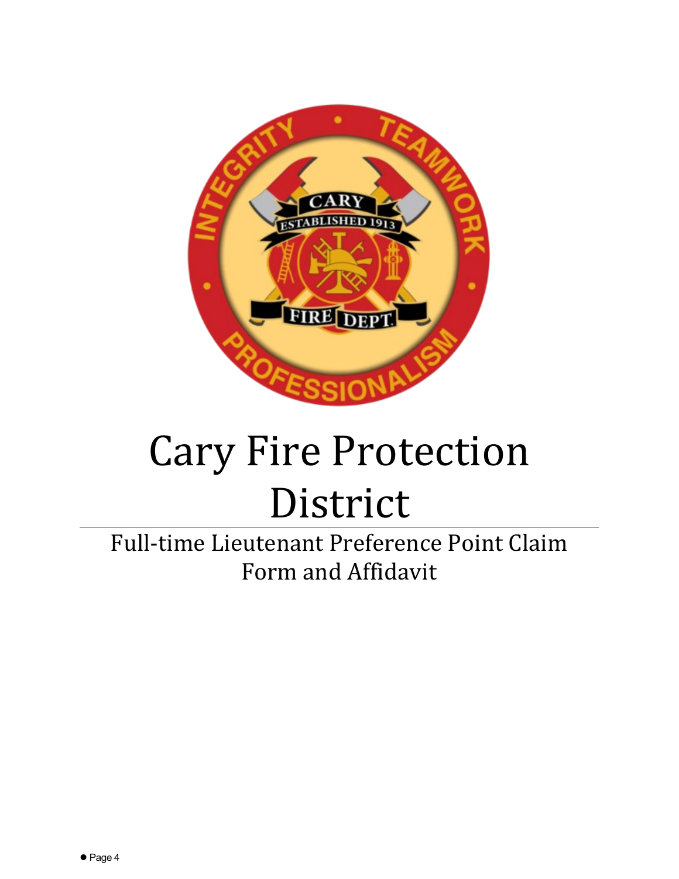# Cary Fire Protection District

## Full-time Lieutenant Preference Point Claim Form and Affidavit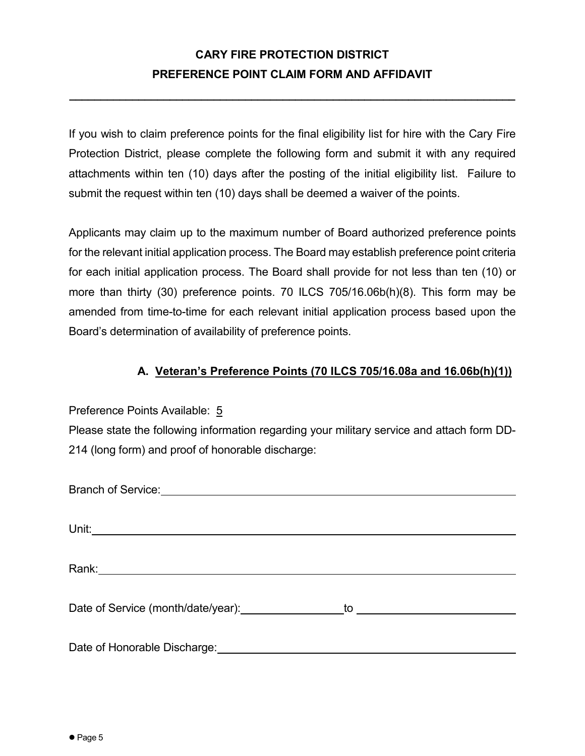# CARY FIRE PROTECTION DISTRICT
## PREFERENCE POINT CLAIM FORM AND AFFIDAVIT

---

If you wish to claim preference points for the final eligibility list for hire with the Cary Fire Protection District, please complete the following form and submit it with any required attachments within ten (10) days after the posting of the initial eligibility list. Failure to submit the request within ten (10) days shall be deemed a waiver of the points.

Applicants may claim up to the maximum number of Board authorized preference points for the relevant initial application process. The Board may establish preference point criteria for each initial application process. The Board shall provide for not less than ten (10) or more than thirty (30) preference points. 70 ILCS 705/16.06b(h)(8). This form may be amended from time-to-time for each relevant initial application process based upon the Board's determination of availability of preference points.

### A. Veteran's Preference Points (70 ILCS 705/16.08a and 16.06b(h)(1))

Preference Points Available: 5

Please state the following information regarding your military service and attach form DD-214 (long form) and proof of honorable discharge:

Branch of Service: ____________________________________________

Unit: ____________________________________________

Rank: ____________________________________________

Date of Service (month/date/year): ________________ to ________________

Date of Honorable Discharge: ____________________________________________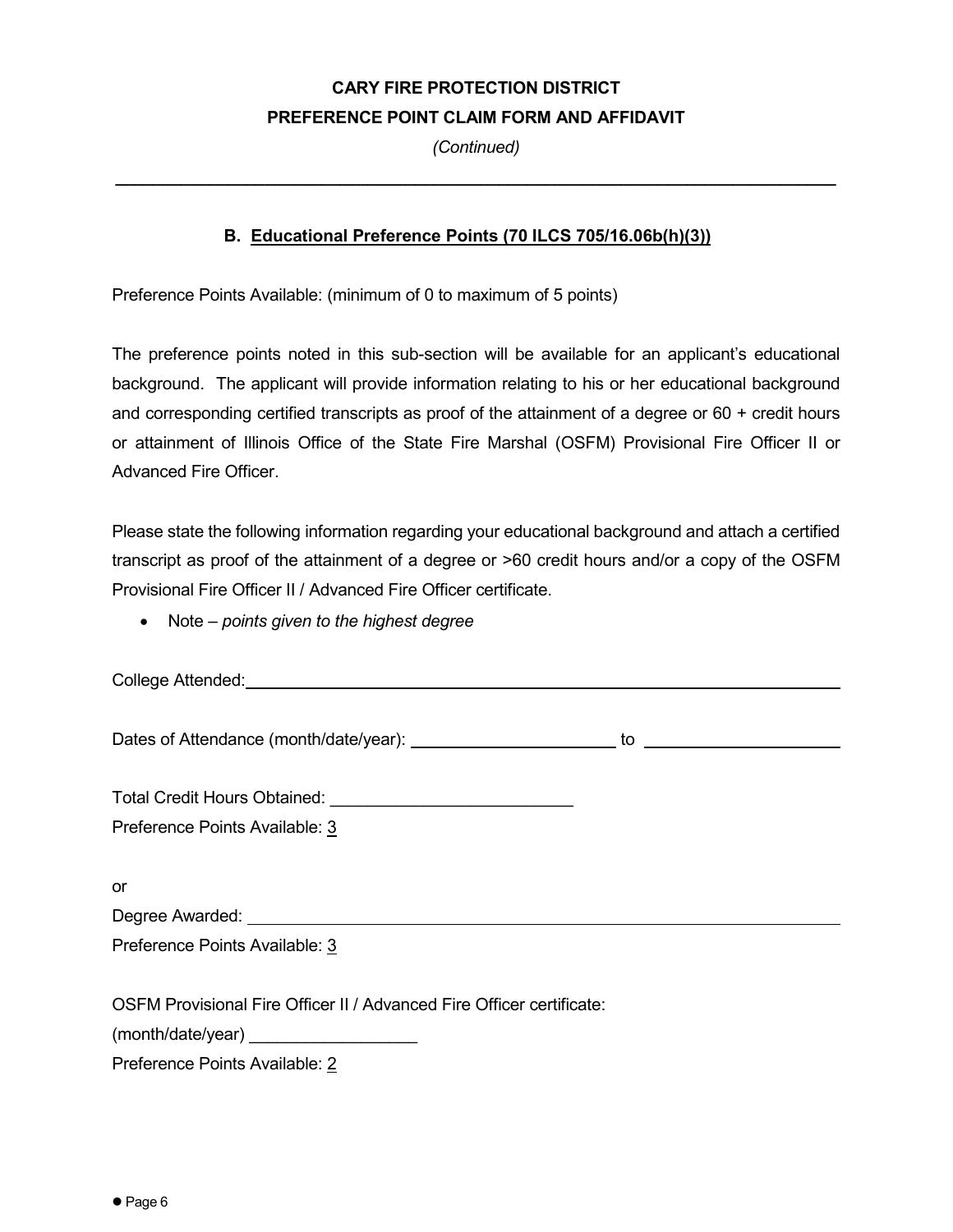**CARY FIRE PROTECTION DISTRICT**

**PREFERENCE POINT CLAIM FORM AND AFFIDAVIT**

*(Continued)*

---

## B. Educational Preference Points (70 ILCS 705/16.06b(h)(3))

Preference Points Available: (minimum of 0 to maximum of 5 points)

The preference points noted in this sub-section will be available for an applicant's educational background. The applicant will provide information relating to his or her educational background and corresponding certified transcripts as proof of the attainment of a degree or 60 + credit hours or attainment of Illinois Office of the State Fire Marshal (OSFM) Provisional Fire Officer II or Advanced Fire Officer.

Please state the following information regarding your educational background and attach a certified transcript as proof of the attainment of a degree or >60 credit hours and/or a copy of the OSFM Provisional Fire Officer II / Advanced Fire Officer certificate.

- Note – *points given to the highest degree*

College Attended: ______________________________________________

Dates of Attendance (month/date/year): ______________________ to ______________________

Total Credit Hours Obtained: __________________________

Preference Points Available: 3

or

Degree Awarded: ______________________________________________

Preference Points Available: 3

OSFM Provisional Fire Officer II / Advanced Fire Officer certificate:

(month/date/year) __________________

Preference Points Available: 2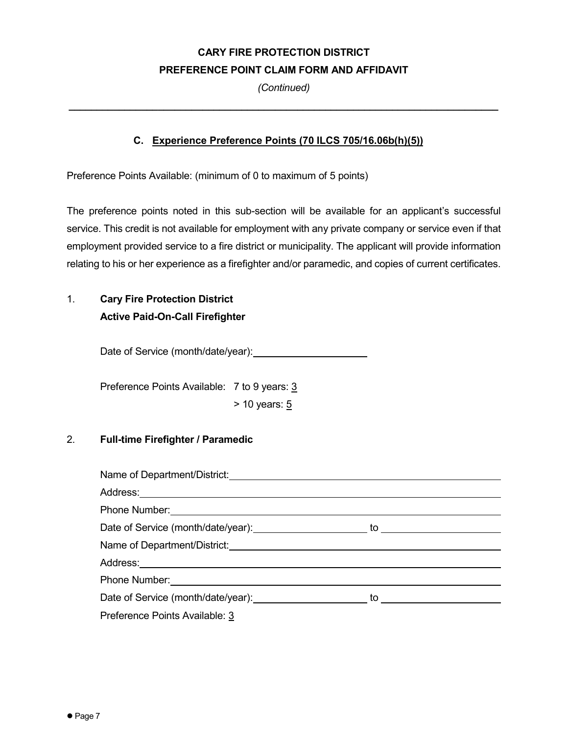# CARY FIRE PROTECTION DISTRICT
## PREFERENCE POINT CLAIM FORM AND AFFIDAVIT

*(Continued)*

---

### C. Experience Preference Points (70 ILCS 705/16.06b(h)(5))

Preference Points Available: (minimum of 0 to maximum of 5 points)

The preference points noted in this sub-section will be available for an applicant's successful service. This credit is not available for employment with any private company or service even if that employment provided service to a fire district or municipality. The applicant will provide information relating to his or her experience as a firefighter and/or paramedic, and copies of current certificates.

1. **Cary Fire Protection District**
   **Active Paid-On-Call Firefighter**

   Date of Service (month/date/year): ____________________

   Preference Points Available: 7 to 9 years: 3
   > 10 years: 5

2. **Full-time Firefighter / Paramedic**

   Name of Department/District: ________________________________________
   Address: ________________________________________
   Phone Number: ________________________________________
   Date of Service (month/date/year): ____________________ to ____________________
   Name of Department/District: ________________________________________
   Address: ________________________________________
   Phone Number: ________________________________________
   Date of Service (month/date/year): ____________________ to ____________________
   Preference Points Available: 3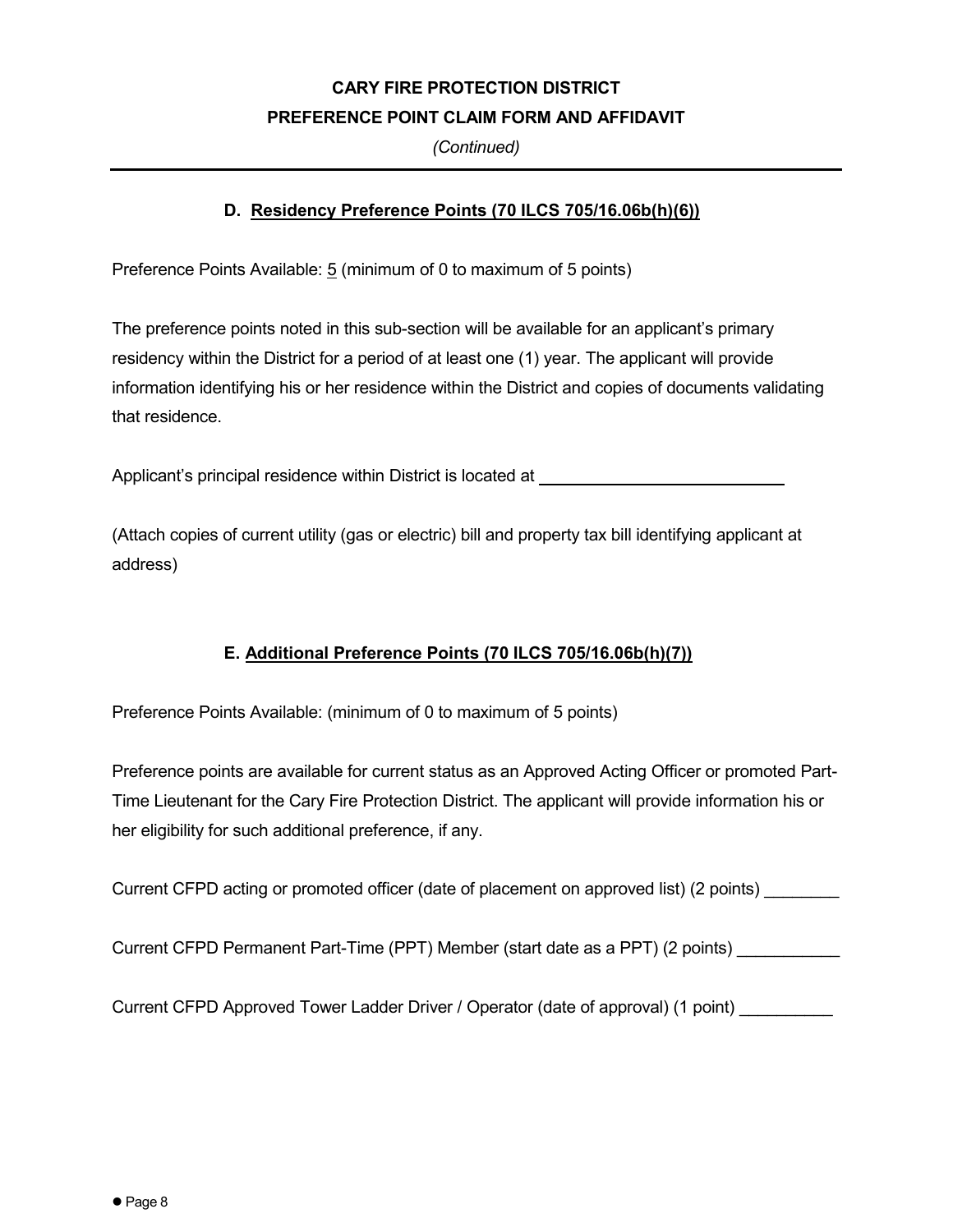**CARY FIRE PROTECTION DISTRICT**
**PREFERENCE POINT CLAIM FORM AND AFFIDAVIT**
*(Continued)*

---

### D. Residency Preference Points (70 ILCS 705/16.06b(h)(6))

Preference Points Available: 5 (minimum of 0 to maximum of 5 points)

The preference points noted in this sub-section will be available for an applicant's primary residency within the District for a period of at least one (1) year. The applicant will provide information identifying his or her residence within the District and copies of documents validating that residence.

Applicant's principal residence within District is located at ____________________________

(Attach copies of current utility (gas or electric) bill and property tax bill identifying applicant at address)

### E. Additional Preference Points (70 ILCS 705/16.06b(h)(7))

Preference Points Available: (minimum of 0 to maximum of 5 points)

Preference points are available for current status as an Approved Acting Officer or promoted Part-Time Lieutenant for the Cary Fire Protection District. The applicant will provide information his or her eligibility for such additional preference, if any.

Current CFPD acting or promoted officer (date of placement on approved list) (2 points) ________

Current CFPD Permanent Part-Time (PPT) Member (start date as a PPT) (2 points) ___________

Current CFPD Approved Tower Ladder Driver / Operator (date of approval) (1 point) __________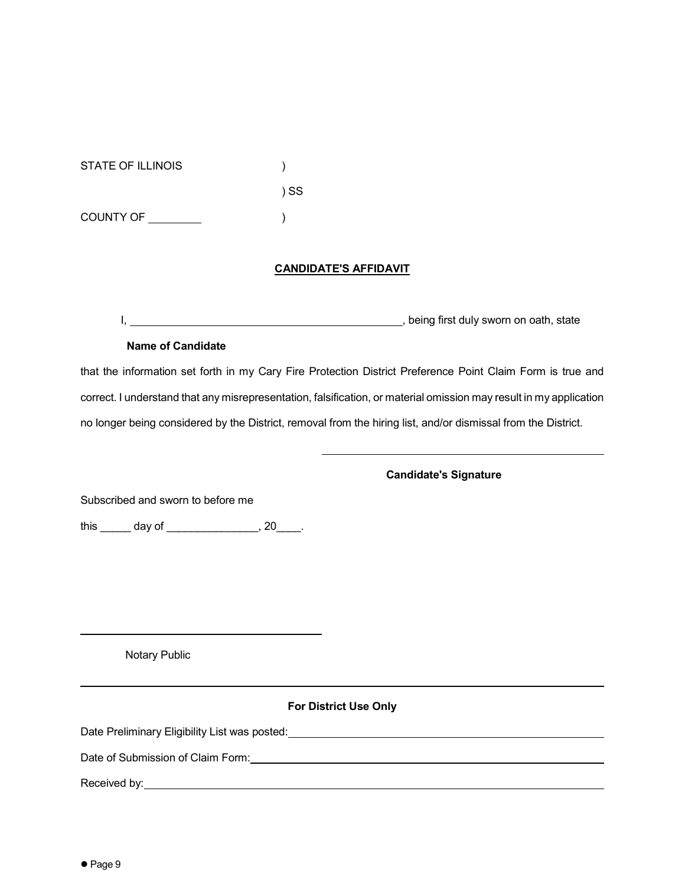STATE OF ILLINOIS )

) SS

COUNTY OF _________ )

## CANDIDATE'S AFFIDAVIT

I, ______________________________________________, being first duly sworn on oath, state

**Name of Candidate**

that the information set forth in my Cary Fire Protection District Preference Point Claim Form is true and correct. I understand that any misrepresentation, falsification, or material omission may result in my application no longer being considered by the District, removal from the hiring list, and/or dismissal from the District.

______________________________________________

**Candidate's Signature**

Subscribed and sworn to before me

this _____ day of _______________, 20____.

______________________________________________

Notary Public

---

**For District Use Only**

Date Preliminary Eligibility List was posted: ______________________________________________

Date of Submission of Claim Form: ______________________________________________

Received by: ______________________________________________